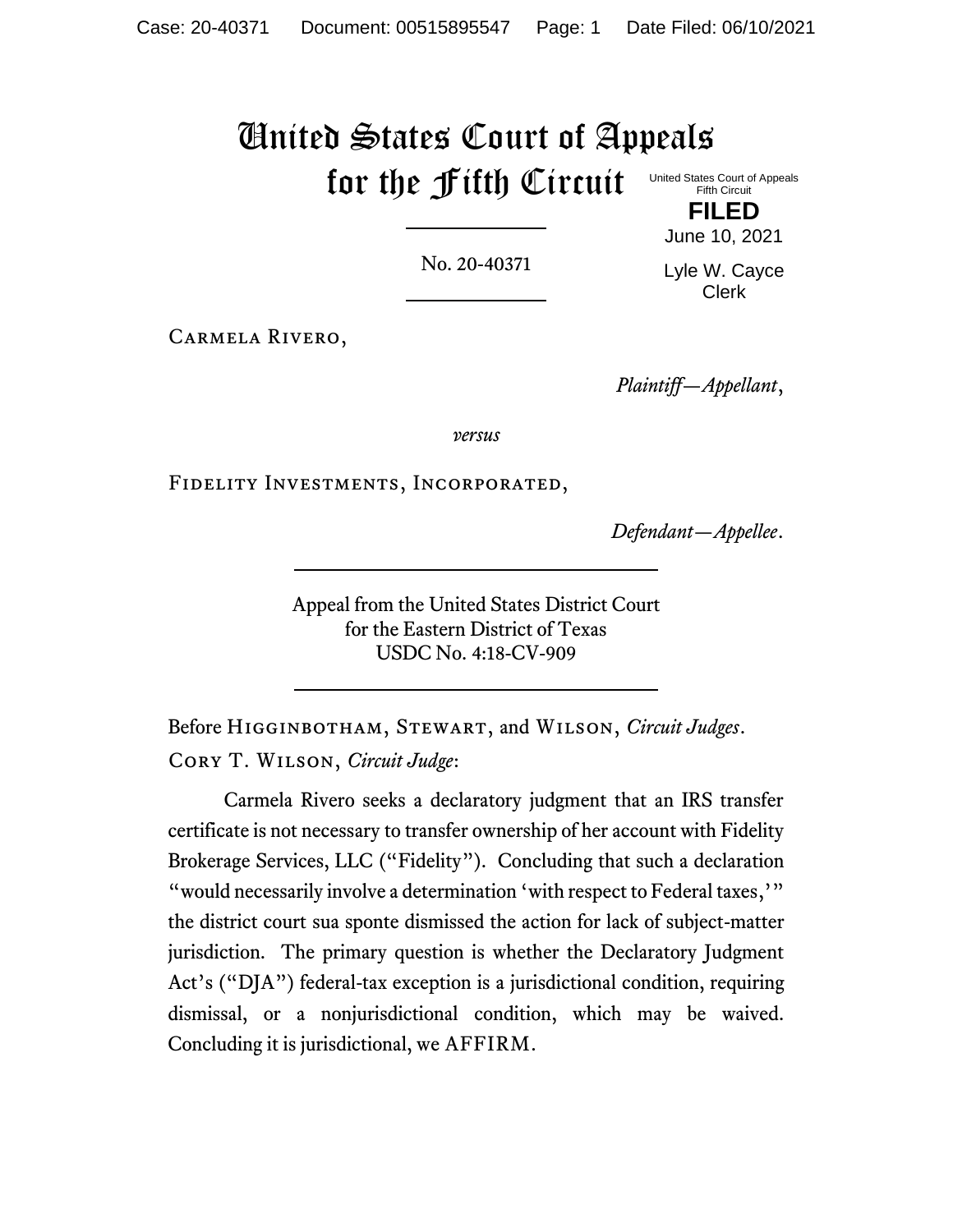# United States Court of Appeals for the Fifth Circuit

United States Court of Appeals
Fifth Circuit

**FILED**

June 10, 2021

Lyle W. Cayce
Clerk

No. 20-40371

Carmela Rivero,

*Plaintiff—Appellant*,

*versus*

Fidelity Investments, Incorporated,

*Defendant—Appellee*.

Appeal from the United States District Court
for the Eastern District of Texas
USDC No. 4:18-CV-909

Before Higginbotham, Stewart, and Wilson, *Circuit Judges*.

Cory T. Wilson, *Circuit Judge*:

Carmela Rivero seeks a declaratory judgment that an IRS transfer certificate is not necessary to transfer ownership of her account with Fidelity Brokerage Services, LLC ("Fidelity"). Concluding that such a declaration "would necessarily involve a determination 'with respect to Federal taxes,'" the district court sua sponte dismissed the action for lack of subject-matter jurisdiction. The primary question is whether the Declaratory Judgment Act's ("DJA") federal-tax exception is a jurisdictional condition, requiring dismissal, or a nonjurisdictional condition, which may be waived. Concluding it is jurisdictional, we AFFIRM.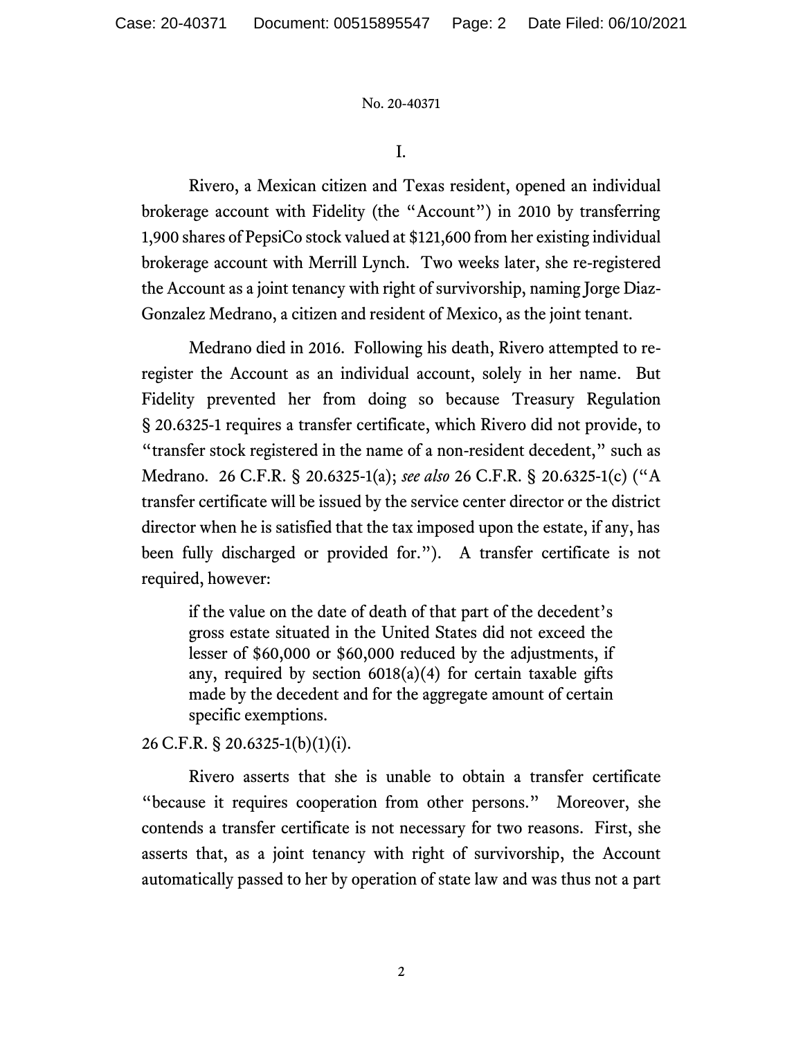I.

Rivero, a Mexican citizen and Texas resident, opened an individual brokerage account with Fidelity (the "Account") in 2010 by transferring 1,900 shares of PepsiCo stock valued at $121,600 from her existing individual brokerage account with Merrill Lynch. Two weeks later, she re-registered the Account as a joint tenancy with right of survivorship, naming Jorge Diaz-Gonzalez Medrano, a citizen and resident of Mexico, as the joint tenant.

Medrano died in 2016. Following his death, Rivero attempted to re-register the Account as an individual account, solely in her name. But Fidelity prevented her from doing so because Treasury Regulation § 20.6325-1 requires a transfer certificate, which Rivero did not provide, to "transfer stock registered in the name of a non-resident decedent," such as Medrano. 26 C.F.R. § 20.6325-1(a); *see also* 26 C.F.R. § 20.6325-1(c) ("A transfer certificate will be issued by the service center director or the district director when he is satisfied that the tax imposed upon the estate, if any, has been fully discharged or provided for."). A transfer certificate is not required, however:

> if the value on the date of death of that part of the decedent's gross estate situated in the United States did not exceed the lesser of $60,000 or $60,000 reduced by the adjustments, if any, required by section 6018(a)(4) for certain taxable gifts made by the decedent and for the aggregate amount of certain specific exemptions.

26 C.F.R. § 20.6325-1(b)(1)(i).

Rivero asserts that she is unable to obtain a transfer certificate "because it requires cooperation from other persons." Moreover, she contends a transfer certificate is not necessary for two reasons. First, she asserts that, as a joint tenancy with right of survivorship, the Account automatically passed to her by operation of state law and was thus not a part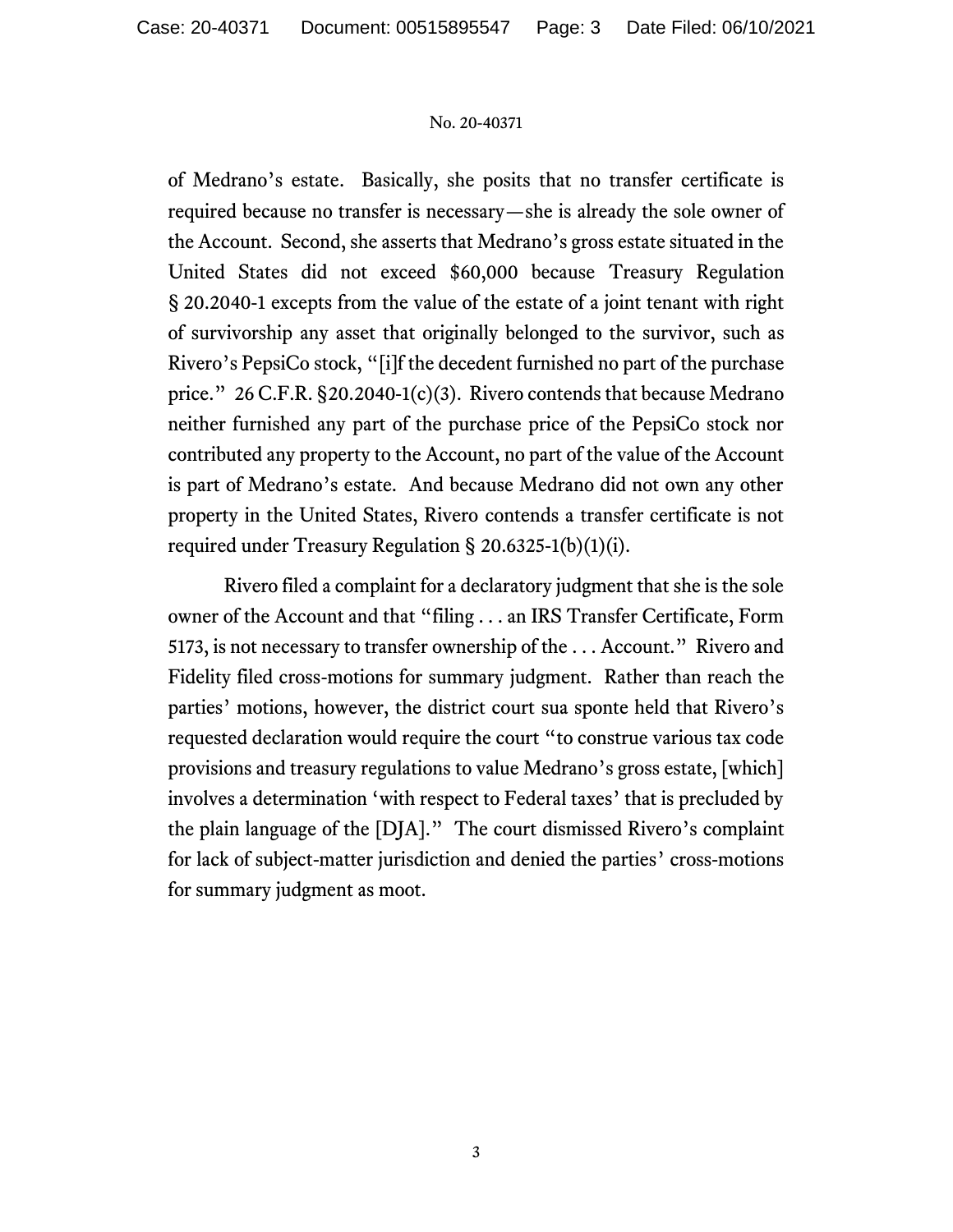of Medrano's estate. Basically, she posits that no transfer certificate is required because no transfer is necessary—she is already the sole owner of the Account. Second, she asserts that Medrano's gross estate situated in the United States did not exceed $60,000 because Treasury Regulation § 20.2040-1 excepts from the value of the estate of a joint tenant with right of survivorship any asset that originally belonged to the survivor, such as Rivero's PepsiCo stock, "[i]f the decedent furnished no part of the purchase price." 26 C.F.R. §20.2040-1(c)(3). Rivero contends that because Medrano neither furnished any part of the purchase price of the PepsiCo stock nor contributed any property to the Account, no part of the value of the Account is part of Medrano's estate. And because Medrano did not own any other property in the United States, Rivero contends a transfer certificate is not required under Treasury Regulation § 20.6325-1(b)(1)(i).

Rivero filed a complaint for a declaratory judgment that she is the sole owner of the Account and that "filing . . . an IRS Transfer Certificate, Form 5173, is not necessary to transfer ownership of the . . . Account." Rivero and Fidelity filed cross-motions for summary judgment. Rather than reach the parties' motions, however, the district court sua sponte held that Rivero's requested declaration would require the court "to construe various tax code provisions and treasury regulations to value Medrano's gross estate, [which] involves a determination 'with respect to Federal taxes' that is precluded by the plain language of the [DJA]." The court dismissed Rivero's complaint for lack of subject-matter jurisdiction and denied the parties' cross-motions for summary judgment as moot.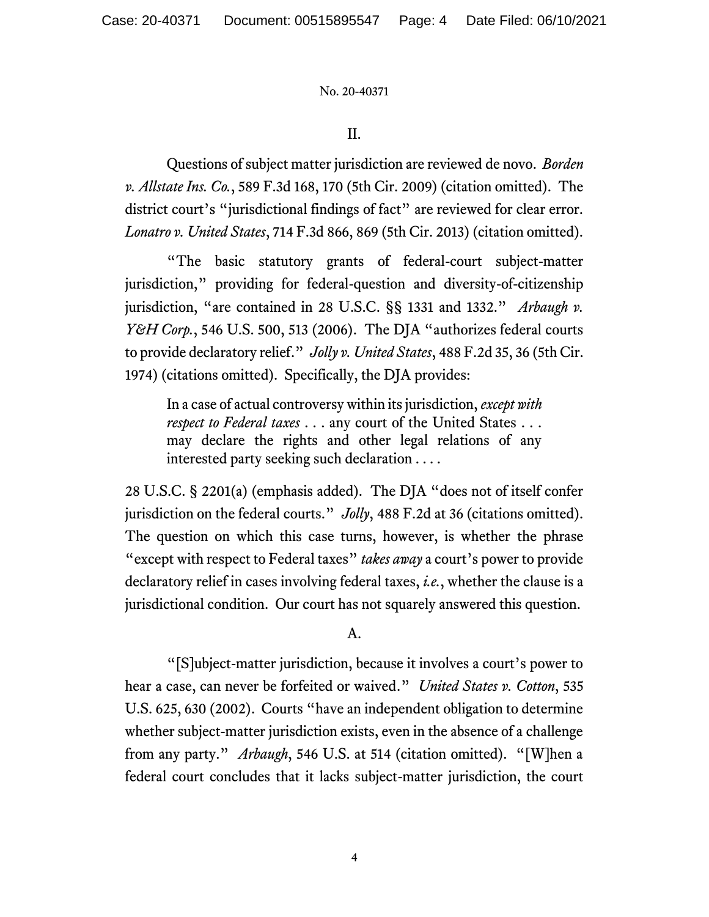## II.

Questions of subject matter jurisdiction are reviewed de novo. *Borden v. Allstate Ins. Co.*, 589 F.3d 168, 170 (5th Cir. 2009) (citation omitted). The district court's "jurisdictional findings of fact" are reviewed for clear error. *Lonatro v. United States*, 714 F.3d 866, 869 (5th Cir. 2013) (citation omitted).

"The basic statutory grants of federal-court subject-matter jurisdiction," providing for federal-question and diversity-of-citizenship jurisdiction, "are contained in 28 U.S.C. §§ 1331 and 1332." *Arbaugh v. Y&H Corp.*, 546 U.S. 500, 513 (2006). The DJA "authorizes federal courts to provide declaratory relief." *Jolly v. United States*, 488 F.2d 35, 36 (5th Cir. 1974) (citations omitted). Specifically, the DJA provides:

> In a case of actual controversy within its jurisdiction, *except with respect to Federal taxes* . . . any court of the United States . . . may declare the rights and other legal relations of any interested party seeking such declaration . . . .

28 U.S.C. § 2201(a) (emphasis added). The DJA "does not of itself confer jurisdiction on the federal courts." *Jolly*, 488 F.2d at 36 (citations omitted). The question on which this case turns, however, is whether the phrase "except with respect to Federal taxes" *takes away* a court's power to provide declaratory relief in cases involving federal taxes, *i.e.*, whether the clause is a jurisdictional condition. Our court has not squarely answered this question.

### A.

"[S]ubject-matter jurisdiction, because it involves a court's power to hear a case, can never be forfeited or waived." *United States v. Cotton*, 535 U.S. 625, 630 (2002). Courts "have an independent obligation to determine whether subject-matter jurisdiction exists, even in the absence of a challenge from any party." *Arbaugh*, 546 U.S. at 514 (citation omitted). "[W]hen a federal court concludes that it lacks subject-matter jurisdiction, the court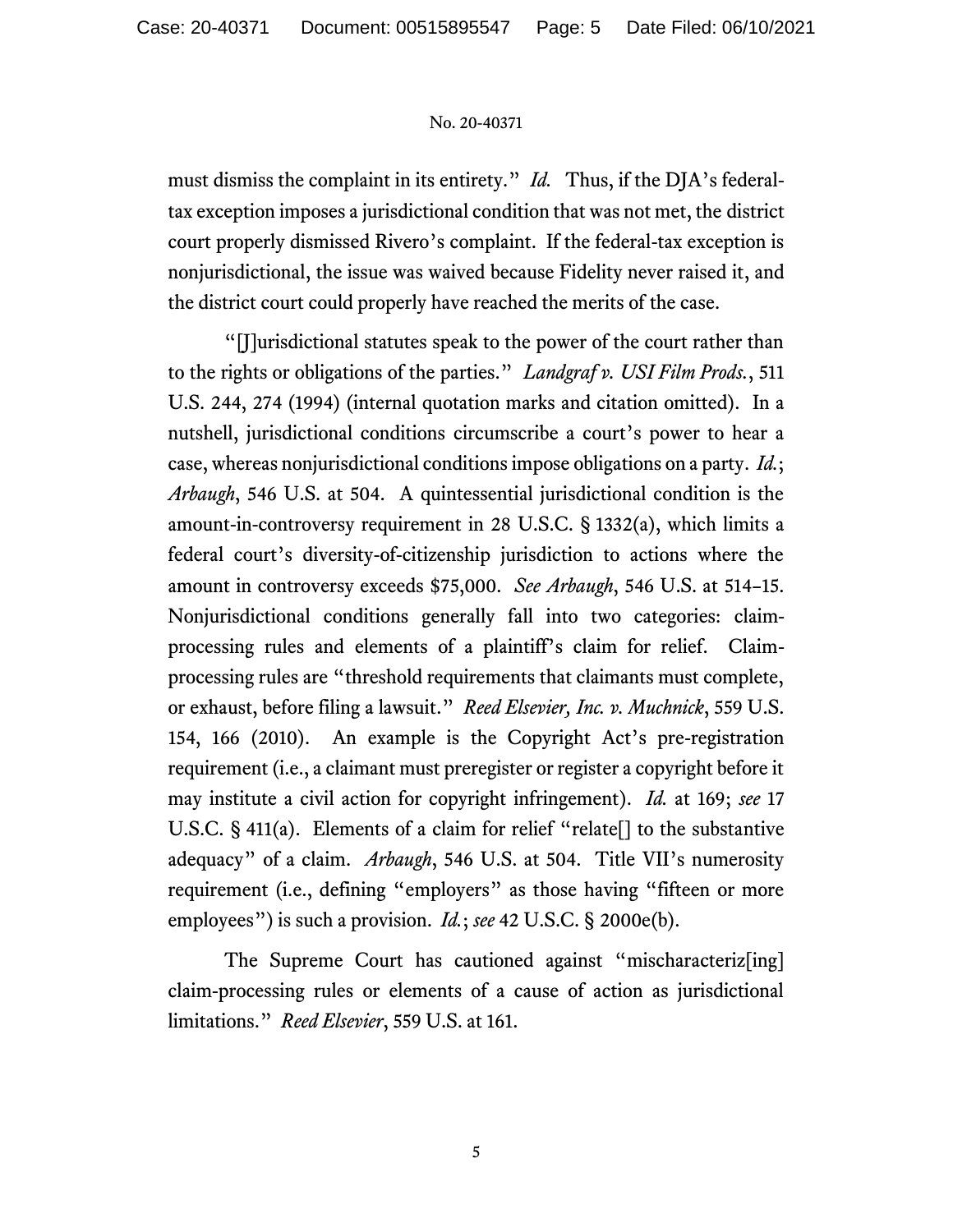must dismiss the complaint in its entirety." *Id.* Thus, if the DJA's federal-tax exception imposes a jurisdictional condition that was not met, the district court properly dismissed Rivero's complaint. If the federal-tax exception is nonjurisdictional, the issue was waived because Fidelity never raised it, and the district court could properly have reached the merits of the case.

"[J]urisdictional statutes speak to the power of the court rather than to the rights or obligations of the parties." *Landgraf v. USI Film Prods.*, 511 U.S. 244, 274 (1994) (internal quotation marks and citation omitted). In a nutshell, jurisdictional conditions circumscribe a court's power to hear a case, whereas nonjurisdictional conditions impose obligations on a party. *Id.*; *Arbaugh*, 546 U.S. at 504. A quintessential jurisdictional condition is the amount-in-controversy requirement in 28 U.S.C. § 1332(a), which limits a federal court's diversity-of-citizenship jurisdiction to actions where the amount in controversy exceeds $75,000. *See Arbaugh*, 546 U.S. at 514–15. Nonjurisdictional conditions generally fall into two categories: claim-processing rules and elements of a plaintiff's claim for relief. Claim-processing rules are "threshold requirements that claimants must complete, or exhaust, before filing a lawsuit." *Reed Elsevier, Inc. v. Muchnick*, 559 U.S. 154, 166 (2010). An example is the Copyright Act's pre-registration requirement (i.e., a claimant must preregister or register a copyright before it may institute a civil action for copyright infringement). *Id.* at 169; *see* 17 U.S.C. § 411(a). Elements of a claim for relief "relate[] to the substantive adequacy" of a claim. *Arbaugh*, 546 U.S. at 504. Title VII's numerosity requirement (i.e., defining "employers" as those having "fifteen or more employees") is such a provision. *Id.*; *see* 42 U.S.C. § 2000e(b).

The Supreme Court has cautioned against "mischaracteriz[ing] claim-processing rules or elements of a cause of action as jurisdictional limitations." *Reed Elsevier*, 559 U.S. at 161.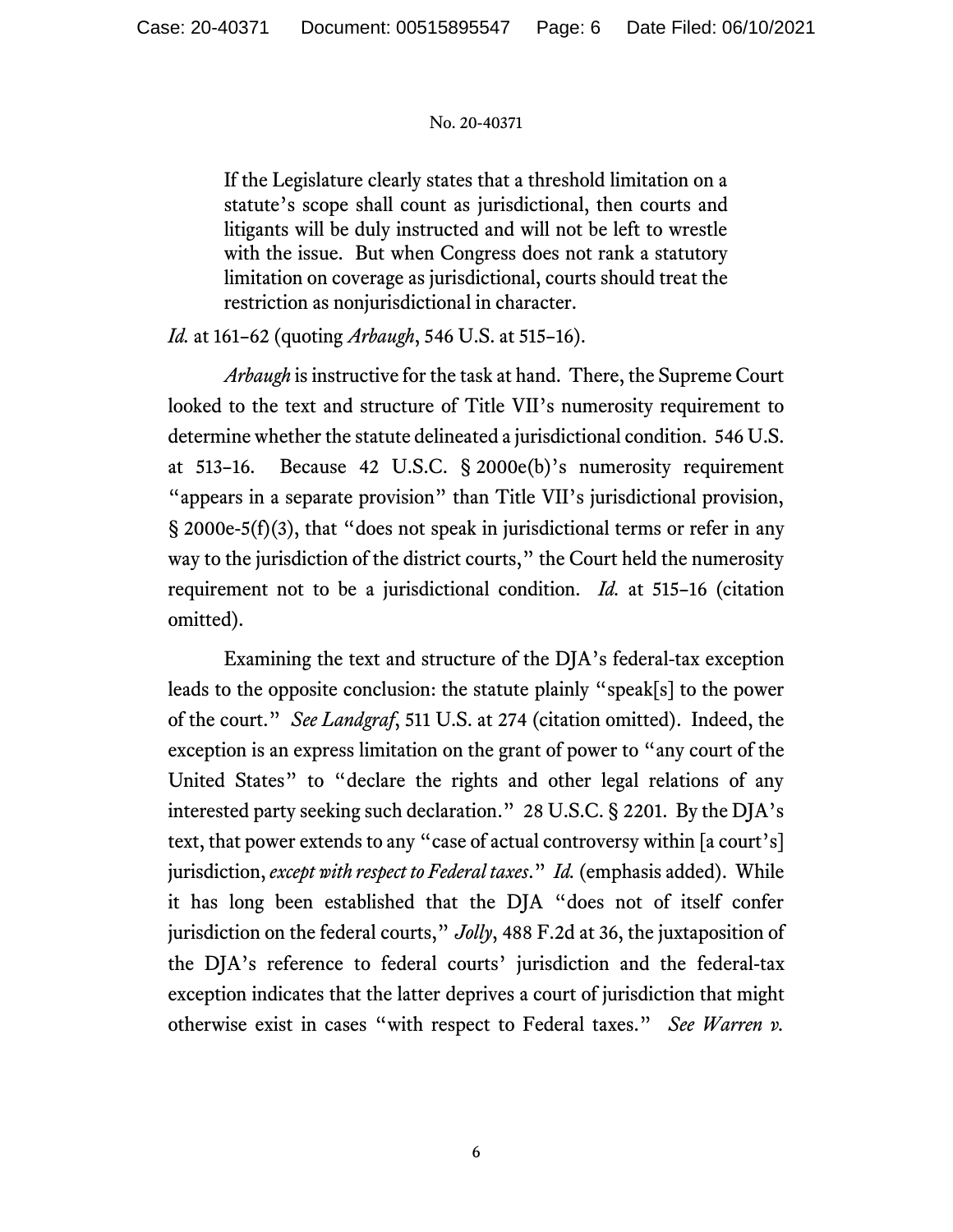> If the Legislature clearly states that a threshold limitation on a statute's scope shall count as jurisdictional, then courts and litigants will be duly instructed and will not be left to wrestle with the issue. But when Congress does not rank a statutory limitation on coverage as jurisdictional, courts should treat the restriction as nonjurisdictional in character.

*Id.* at 161–62 (quoting *Arbaugh*, 546 U.S. at 515–16).

*Arbaugh* is instructive for the task at hand. There, the Supreme Court looked to the text and structure of Title VII's numerosity requirement to determine whether the statute delineated a jurisdictional condition. 546 U.S. at 513–16. Because 42 U.S.C. § 2000e(b)'s numerosity requirement "appears in a separate provision" than Title VII's jurisdictional provision, § 2000e-5(f)(3), that "does not speak in jurisdictional terms or refer in any way to the jurisdiction of the district courts," the Court held the numerosity requirement not to be a jurisdictional condition. *Id.* at 515–16 (citation omitted).

Examining the text and structure of the DJA's federal-tax exception leads to the opposite conclusion: the statute plainly "speak[s] to the power of the court." *See Landgraf*, 511 U.S. at 274 (citation omitted). Indeed, the exception is an express limitation on the grant of power to "any court of the United States" to "declare the rights and other legal relations of any interested party seeking such declaration." 28 U.S.C. § 2201. By the DJA's text, that power extends to any "case of actual controversy within [a court's] jurisdiction, *except with respect to Federal taxes*." *Id.* (emphasis added). While it has long been established that the DJA "does not of itself confer jurisdiction on the federal courts," *Jolly*, 488 F.2d at 36, the juxtaposition of the DJA's reference to federal courts' jurisdiction and the federal-tax exception indicates that the latter deprives a court of jurisdiction that might otherwise exist in cases "with respect to Federal taxes." *See Warren v.*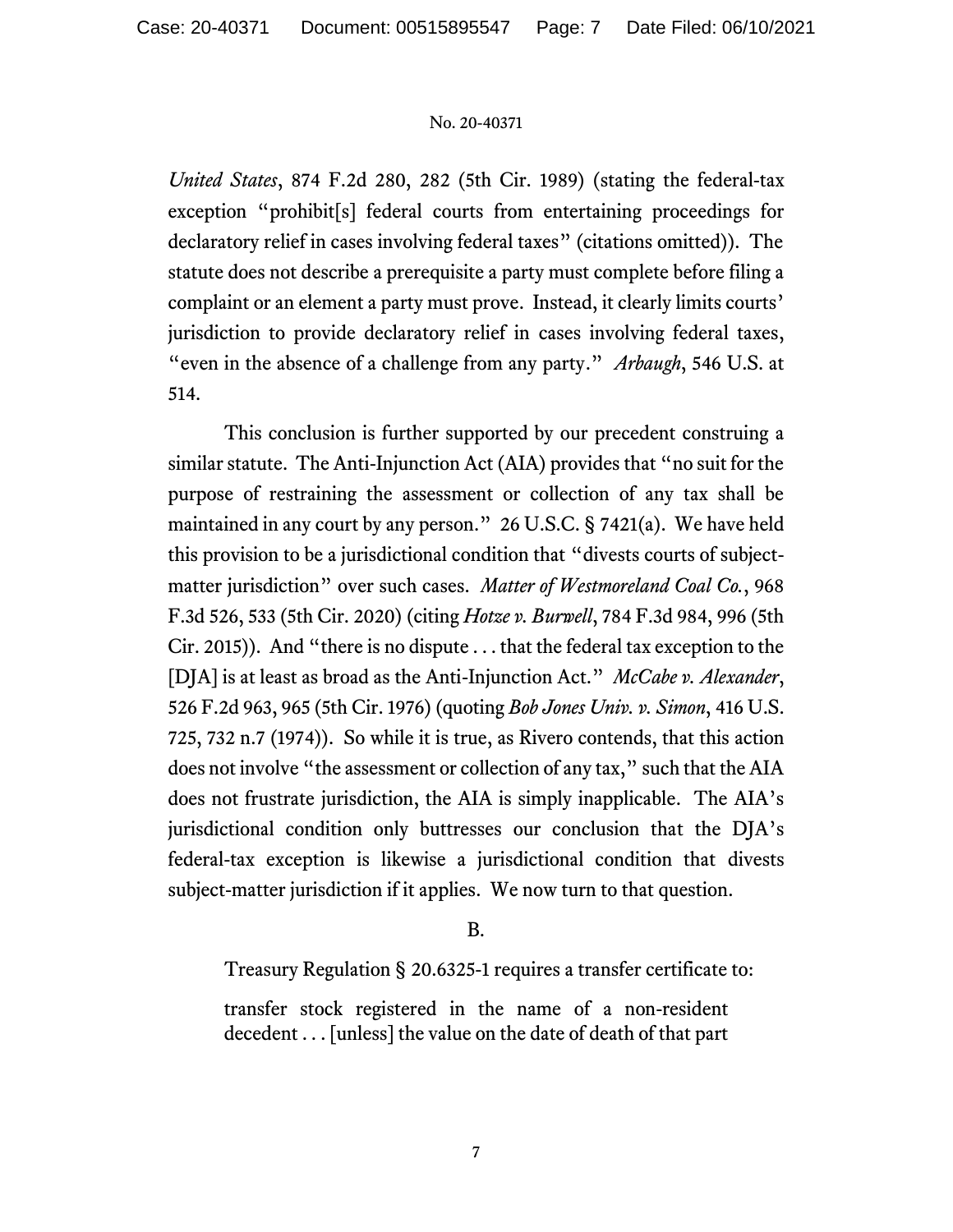*United States*, 874 F.2d 280, 282 (5th Cir. 1989) (stating the federal-tax exception "prohibit[s] federal courts from entertaining proceedings for declaratory relief in cases involving federal taxes" (citations omitted)). The statute does not describe a prerequisite a party must complete before filing a complaint or an element a party must prove. Instead, it clearly limits courts' jurisdiction to provide declaratory relief in cases involving federal taxes, "even in the absence of a challenge from any party." *Arbaugh*, 546 U.S. at 514.

This conclusion is further supported by our precedent construing a similar statute. The Anti-Injunction Act (AIA) provides that "no suit for the purpose of restraining the assessment or collection of any tax shall be maintained in any court by any person." 26 U.S.C. § 7421(a). We have held this provision to be a jurisdictional condition that "divests courts of subject-matter jurisdiction" over such cases. *Matter of Westmoreland Coal Co.*, 968 F.3d 526, 533 (5th Cir. 2020) (citing *Hotze v. Burwell*, 784 F.3d 984, 996 (5th Cir. 2015)). And "there is no dispute . . . that the federal tax exception to the [DJA] is at least as broad as the Anti-Injunction Act." *McCabe v. Alexander*, 526 F.2d 963, 965 (5th Cir. 1976) (quoting *Bob Jones Univ. v. Simon*, 416 U.S. 725, 732 n.7 (1974)). So while it is true, as Rivero contends, that this action does not involve "the assessment or collection of any tax," such that the AIA does not frustrate jurisdiction, the AIA is simply inapplicable. The AIA's jurisdictional condition only buttresses our conclusion that the DJA's federal-tax exception is likewise a jurisdictional condition that divests subject-matter jurisdiction if it applies. We now turn to that question.

## B.

Treasury Regulation § 20.6325-1 requires a transfer certificate to:

> transfer stock registered in the name of a non-resident decedent . . . [unless] the value on the date of death of that part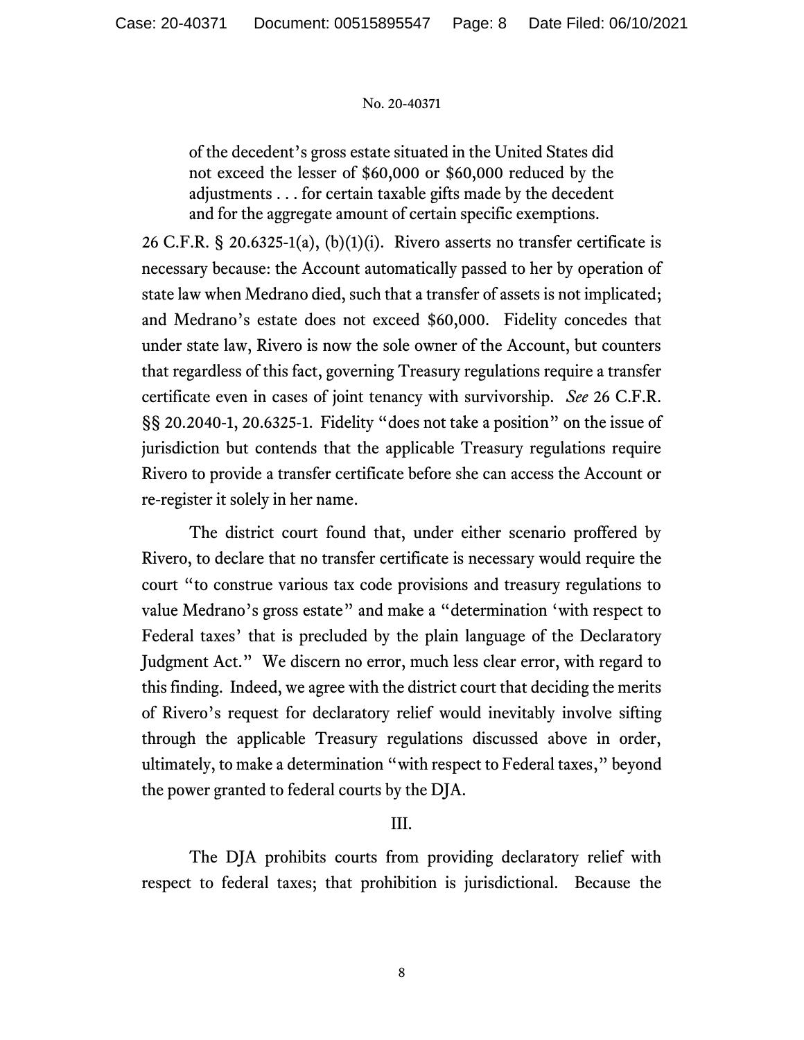> of the decedent's gross estate situated in the United States did not exceed the lesser of $60,000 or $60,000 reduced by the adjustments . . . for certain taxable gifts made by the decedent and for the aggregate amount of certain specific exemptions.

26 C.F.R. § 20.6325-1(a), (b)(1)(i). Rivero asserts no transfer certificate is necessary because: the Account automatically passed to her by operation of state law when Medrano died, such that a transfer of assets is not implicated; and Medrano's estate does not exceed $60,000. Fidelity concedes that under state law, Rivero is now the sole owner of the Account, but counters that regardless of this fact, governing Treasury regulations require a transfer certificate even in cases of joint tenancy with survivorship. *See* 26 C.F.R. §§ 20.2040-1, 20.6325-1. Fidelity "does not take a position" on the issue of jurisdiction but contends that the applicable Treasury regulations require Rivero to provide a transfer certificate before she can access the Account or re-register it solely in her name.

The district court found that, under either scenario proffered by Rivero, to declare that no transfer certificate is necessary would require the court "to construe various tax code provisions and treasury regulations to value Medrano's gross estate" and make a "determination 'with respect to Federal taxes' that is precluded by the plain language of the Declaratory Judgment Act." We discern no error, much less clear error, with regard to this finding. Indeed, we agree with the district court that deciding the merits of Rivero's request for declaratory relief would inevitably involve sifting through the applicable Treasury regulations discussed above in order, ultimately, to make a determination "with respect to Federal taxes," beyond the power granted to federal courts by the DJA.

## III.

The DJA prohibits courts from providing declaratory relief with respect to federal taxes; that prohibition is jurisdictional. Because the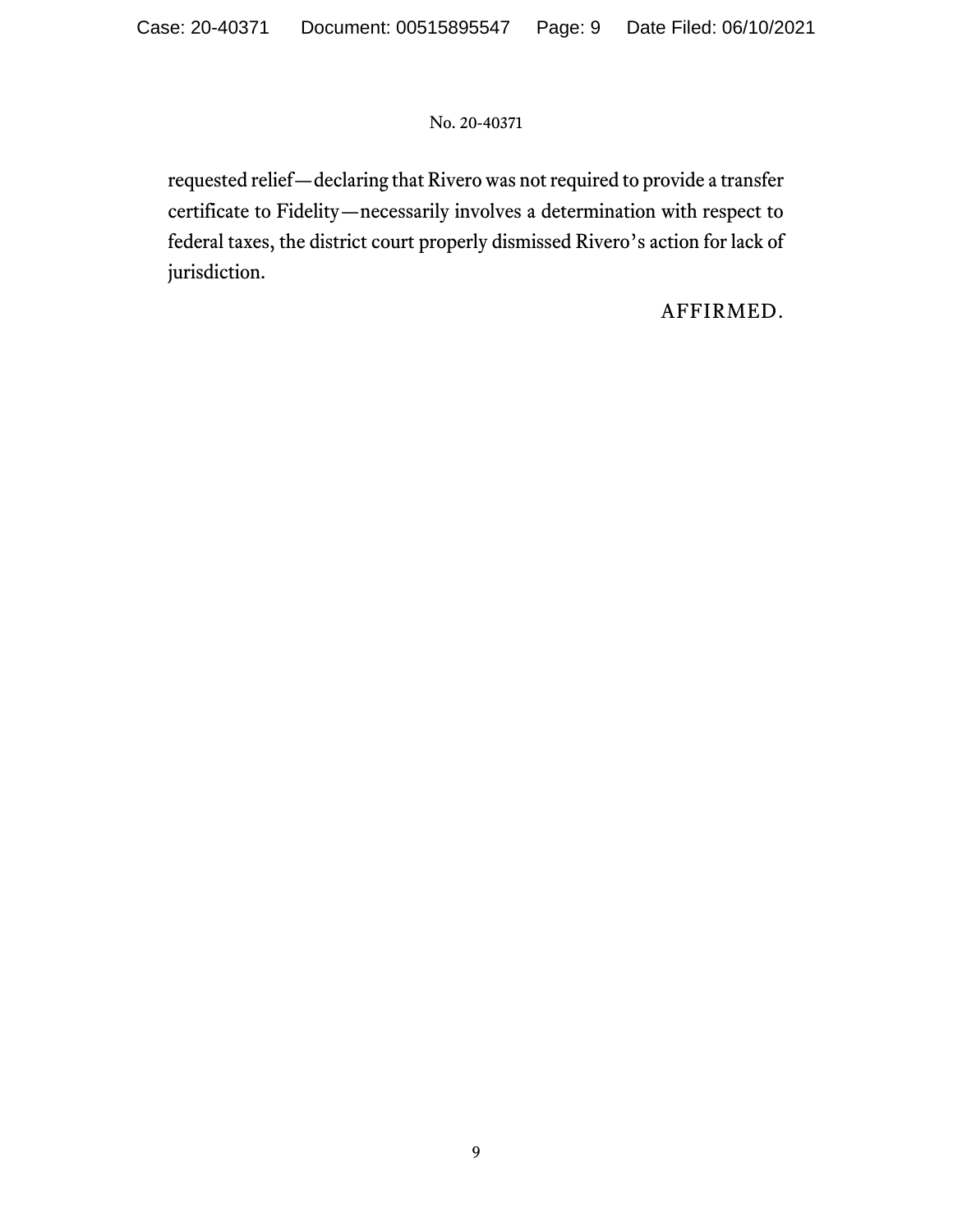requested relief—declaring that Rivero was not required to provide a transfer certificate to Fidelity—necessarily involves a determination with respect to federal taxes, the district court properly dismissed Rivero's action for lack of jurisdiction.

AFFIRMED.